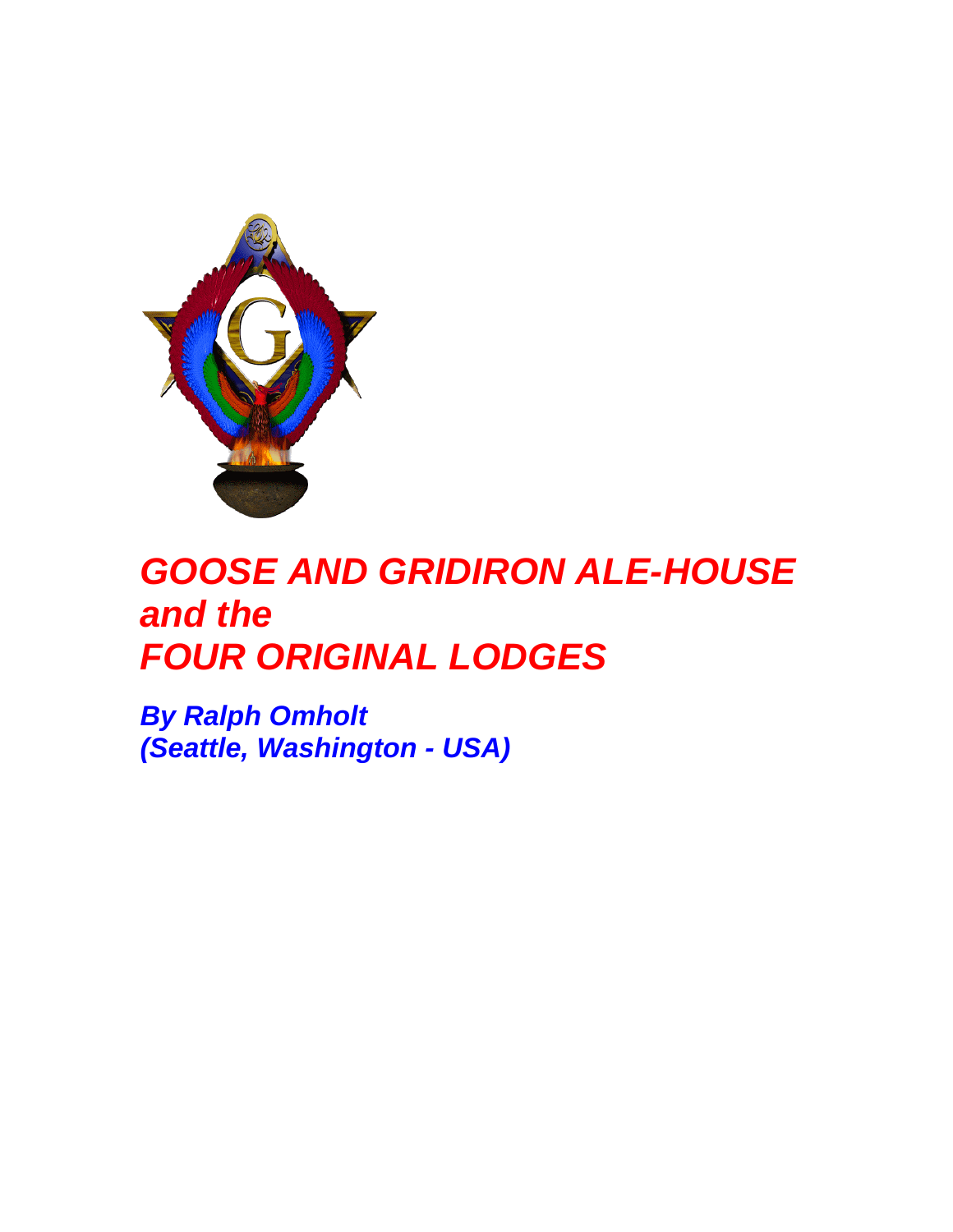# GOOSE AND GRIDIRON ALE-HOUSE and the FOUR ORIGINAL LODGES

***By Ralph Omholt***
***(Seattle, Washington - USA)***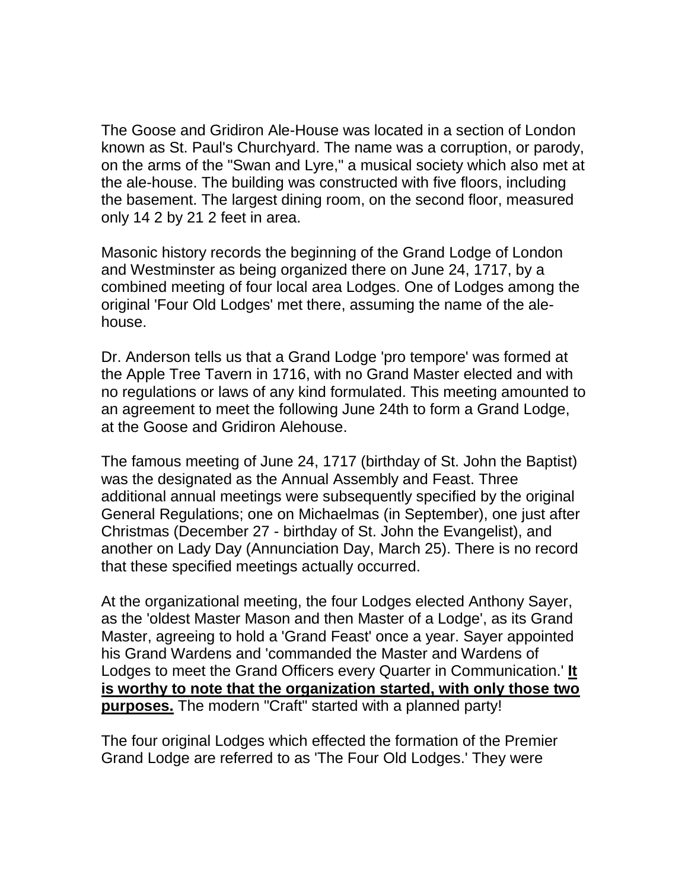The Goose and Gridiron Ale-House was located in a section of London known as St. Paul's Churchyard. The name was a corruption, or parody, on the arms of the "Swan and Lyre," a musical society which also met at the ale-house. The building was constructed with five floors, including the basement. The largest dining room, on the second floor, measured only 14 2 by 21 2 feet in area.

Masonic history records the beginning of the Grand Lodge of London and Westminster as being organized there on June 24, 1717, by a combined meeting of four local area Lodges. One of Lodges among the original 'Four Old Lodges' met there, assuming the name of the ale-house.

Dr. Anderson tells us that a Grand Lodge 'pro tempore' was formed at the Apple Tree Tavern in 1716, with no Grand Master elected and with no regulations or laws of any kind formulated. This meeting amounted to an agreement to meet the following June 24th to form a Grand Lodge, at the Goose and Gridiron Alehouse.

The famous meeting of June 24, 1717 (birthday of St. John the Baptist) was the designated as the Annual Assembly and Feast. Three additional annual meetings were subsequently specified by the original General Regulations; one on Michaelmas (in September), one just after Christmas (December 27 - birthday of St. John the Evangelist), and another on Lady Day (Annunciation Day, March 25). There is no record that these specified meetings actually occurred.

At the organizational meeting, the four Lodges elected Anthony Sayer, as the 'oldest Master Mason and then Master of a Lodge', as its Grand Master, agreeing to hold a 'Grand Feast' once a year. Sayer appointed his Grand Wardens and 'commanded the Master and Wardens of Lodges to meet the Grand Officers every Quarter in Communication.' **It is worthy to note that the organization started, with only those two purposes.** The modern "Craft" started with a planned party!

The four original Lodges which effected the formation of the Premier Grand Lodge are referred to as 'The Four Old Lodges.' They were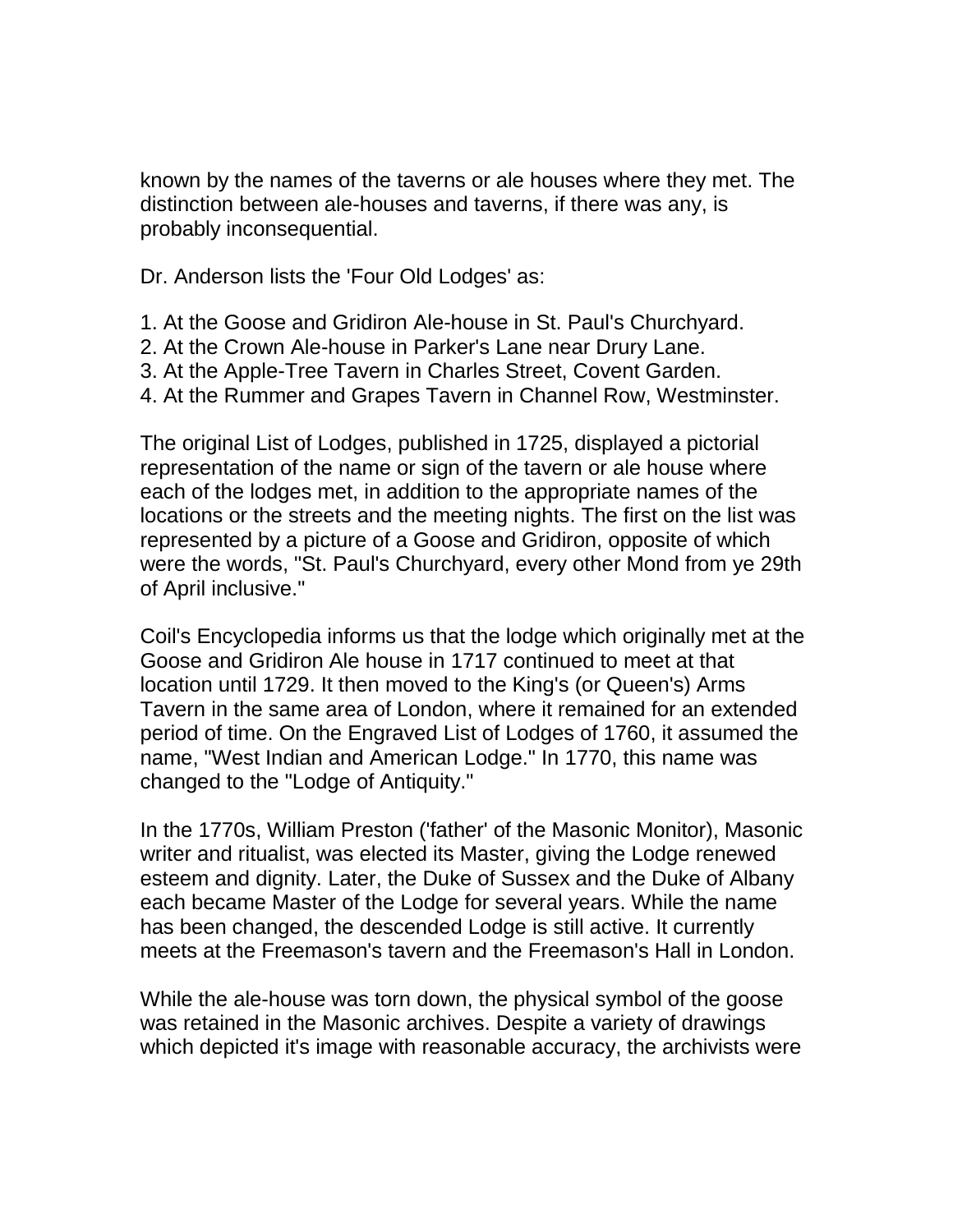known by the names of the taverns or ale houses where they met. The distinction between ale-houses and taverns, if there was any, is probably inconsequential.

Dr. Anderson lists the 'Four Old Lodges' as:

1. At the Goose and Gridiron Ale-house in St. Paul's Churchyard.
2. At the Crown Ale-house in Parker's Lane near Drury Lane.
3. At the Apple-Tree Tavern in Charles Street, Covent Garden.
4. At the Rummer and Grapes Tavern in Channel Row, Westminster.

The original List of Lodges, published in 1725, displayed a pictorial representation of the name or sign of the tavern or ale house where each of the lodges met, in addition to the appropriate names of the locations or the streets and the meeting nights. The first on the list was represented by a picture of a Goose and Gridiron, opposite of which were the words, "St. Paul's Churchyard, every other Mond from ye 29th of April inclusive."

Coil's Encyclopedia informs us that the lodge which originally met at the Goose and Gridiron Ale house in 1717 continued to meet at that location until 1729. It then moved to the King's (or Queen's) Arms Tavern in the same area of London, where it remained for an extended period of time. On the Engraved List of Lodges of 1760, it assumed the name, "West Indian and American Lodge." In 1770, this name was changed to the "Lodge of Antiquity."

In the 1770s, William Preston ('father' of the Masonic Monitor), Masonic writer and ritualist, was elected its Master, giving the Lodge renewed esteem and dignity. Later, the Duke of Sussex and the Duke of Albany each became Master of the Lodge for several years. While the name has been changed, the descended Lodge is still active. It currently meets at the Freemason's tavern and the Freemason's Hall in London.

While the ale-house was torn down, the physical symbol of the goose was retained in the Masonic archives. Despite a variety of drawings which depicted it's image with reasonable accuracy, the archivists were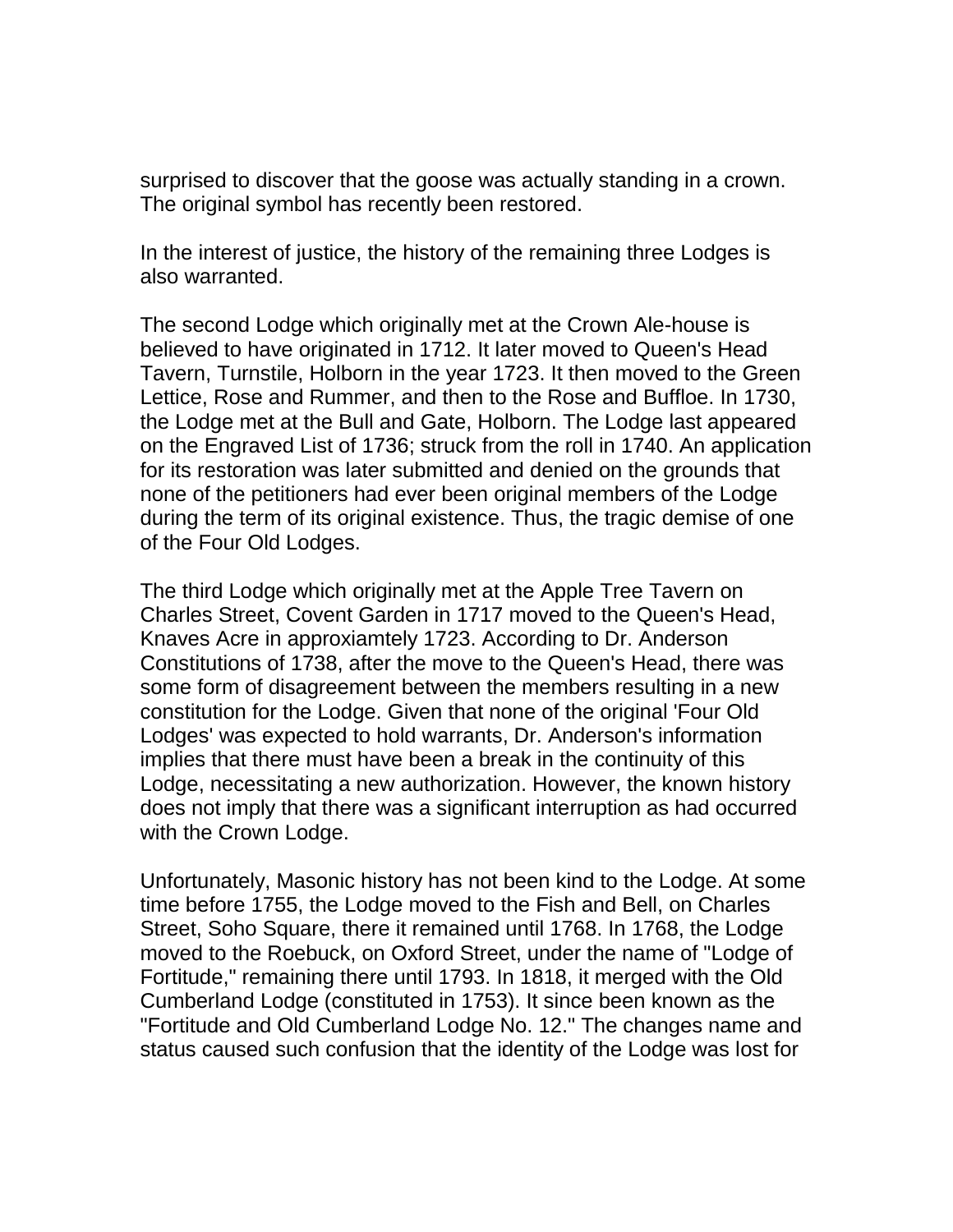surprised to discover that the goose was actually standing in a crown. The original symbol has recently been restored.

In the interest of justice, the history of the remaining three Lodges is also warranted.

The second Lodge which originally met at the Crown Ale-house is believed to have originated in 1712. It later moved to Queen's Head Tavern, Turnstile, Holborn in the year 1723. It then moved to the Green Lettice, Rose and Rummer, and then to the Rose and Buffloe. In 1730, the Lodge met at the Bull and Gate, Holborn. The Lodge last appeared on the Engraved List of 1736; struck from the roll in 1740. An application for its restoration was later submitted and denied on the grounds that none of the petitioners had ever been original members of the Lodge during the term of its original existence. Thus, the tragic demise of one of the Four Old Lodges.

The third Lodge which originally met at the Apple Tree Tavern on Charles Street, Covent Garden in 1717 moved to the Queen's Head, Knaves Acre in approxiamtely 1723. According to Dr. Anderson Constitutions of 1738, after the move to the Queen's Head, there was some form of disagreement between the members resulting in a new constitution for the Lodge. Given that none of the original 'Four Old Lodges' was expected to hold warrants, Dr. Anderson's information implies that there must have been a break in the continuity of this Lodge, necessitating a new authorization. However, the known history does not imply that there was a significant interruption as had occurred with the Crown Lodge.

Unfortunately, Masonic history has not been kind to the Lodge. At some time before 1755, the Lodge moved to the Fish and Bell, on Charles Street, Soho Square, there it remained until 1768. In 1768, the Lodge moved to the Roebuck, on Oxford Street, under the name of "Lodge of Fortitude," remaining there until 1793. In 1818, it merged with the Old Cumberland Lodge (constituted in 1753). It since been known as the "Fortitude and Old Cumberland Lodge No. 12." The changes name and status caused such confusion that the identity of the Lodge was lost for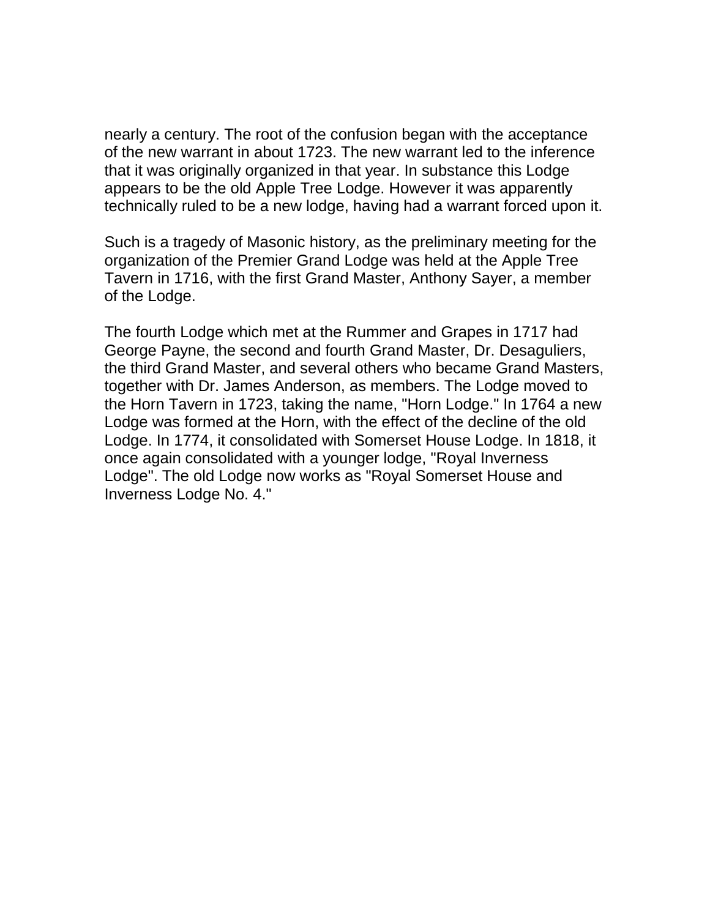nearly a century. The root of the confusion began with the acceptance of the new warrant in about 1723. The new warrant led to the inference that it was originally organized in that year. In substance this Lodge appears to be the old Apple Tree Lodge. However it was apparently technically ruled to be a new lodge, having had a warrant forced upon it.

Such is a tragedy of Masonic history, as the preliminary meeting for the organization of the Premier Grand Lodge was held at the Apple Tree Tavern in 1716, with the first Grand Master, Anthony Sayer, a member of the Lodge.

The fourth Lodge which met at the Rummer and Grapes in 1717 had George Payne, the second and fourth Grand Master, Dr. Desaguliers, the third Grand Master, and several others who became Grand Masters, together with Dr. James Anderson, as members. The Lodge moved to the Horn Tavern in 1723, taking the name, "Horn Lodge." In 1764 a new Lodge was formed at the Horn, with the effect of the decline of the old Lodge. In 1774, it consolidated with Somerset House Lodge. In 1818, it once again consolidated with a younger lodge, "Royal Inverness Lodge". The old Lodge now works as "Royal Somerset House and Inverness Lodge No. 4."